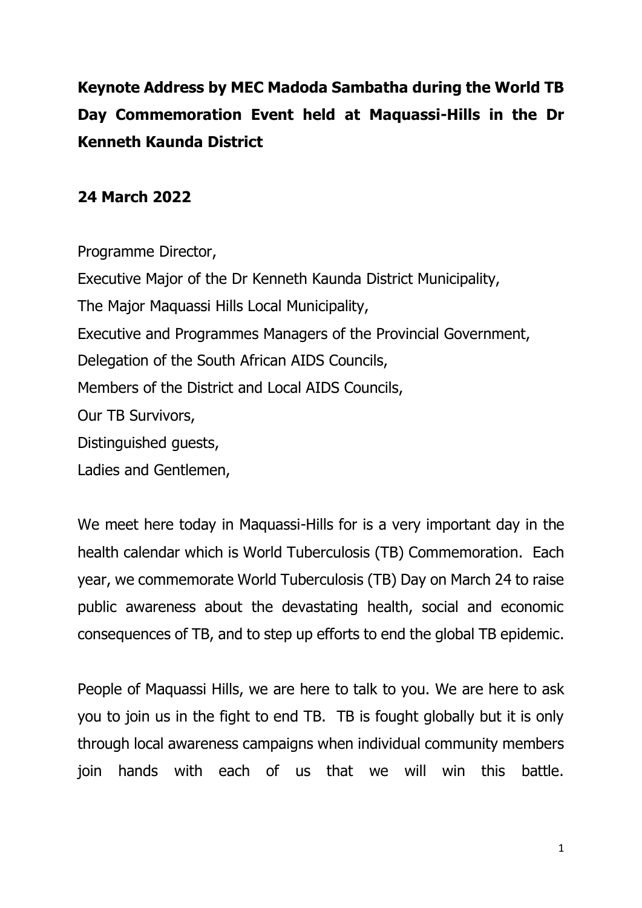**Keynote Address by MEC Madoda Sambatha during the World TB Day Commemoration Event held at Maquassi-Hills in the Dr Kenneth Kaunda District**

**24 March 2022**

Programme Director,
Executive Major of the Dr Kenneth Kaunda District Municipality,
The Major Maquassi Hills Local Municipality,
Executive and Programmes Managers of the Provincial Government,
Delegation of the South African AIDS Councils,
Members of the District and Local AIDS Councils,
Our TB Survivors,
Distinguished guests,
Ladies and Gentlemen,

We meet here today in Maquassi-Hills for is a very important day in the health calendar which is World Tuberculosis (TB) Commemoration. Each year, we commemorate World Tuberculosis (TB) Day on March 24 to raise public awareness about the devastating health, social and economic consequences of TB, and to step up efforts to end the global TB epidemic.

People of Maquassi Hills, we are here to talk to you. We are here to ask you to join us in the fight to end TB. TB is fought globally but it is only through local awareness campaigns when individual community members join hands with each of us that we will win this battle.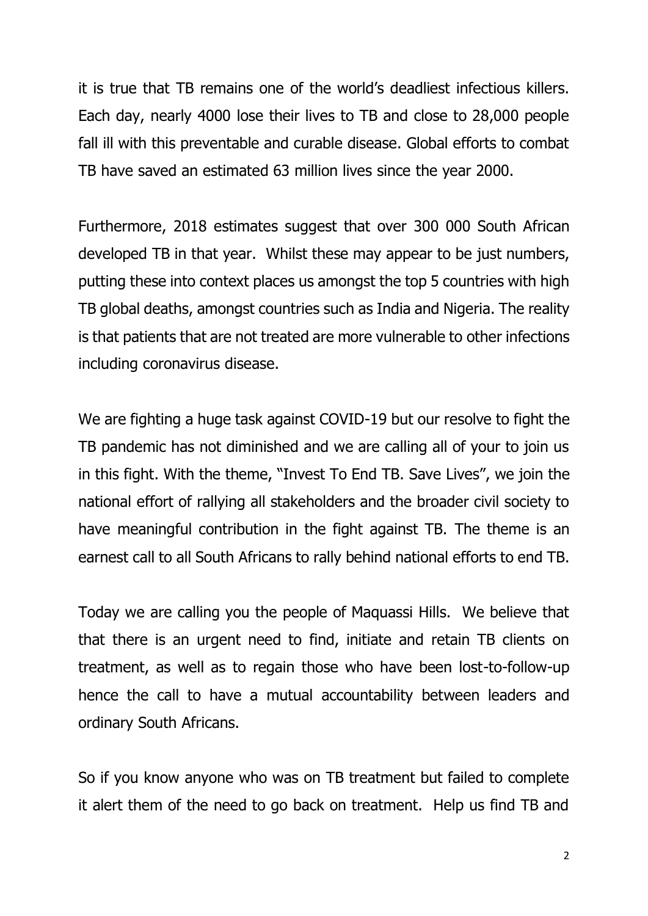it is true that TB remains one of the world's deadliest infectious killers. Each day, nearly 4000 lose their lives to TB and close to 28,000 people fall ill with this preventable and curable disease. Global efforts to combat TB have saved an estimated 63 million lives since the year 2000.

Furthermore, 2018 estimates suggest that over 300 000 South African developed TB in that year. Whilst these may appear to be just numbers, putting these into context places us amongst the top 5 countries with high TB global deaths, amongst countries such as India and Nigeria. The reality is that patients that are not treated are more vulnerable to other infections including coronavirus disease.

We are fighting a huge task against COVID-19 but our resolve to fight the TB pandemic has not diminished and we are calling all of your to join us in this fight. With the theme, "Invest To End TB. Save Lives", we join the national effort of rallying all stakeholders and the broader civil society to have meaningful contribution in the fight against TB. The theme is an earnest call to all South Africans to rally behind national efforts to end TB.

Today we are calling you the people of Maquassi Hills. We believe that that there is an urgent need to find, initiate and retain TB clients on treatment, as well as to regain those who have been lost-to-follow-up hence the call to have a mutual accountability between leaders and ordinary South Africans.

So if you know anyone who was on TB treatment but failed to complete it alert them of the need to go back on treatment. Help us find TB and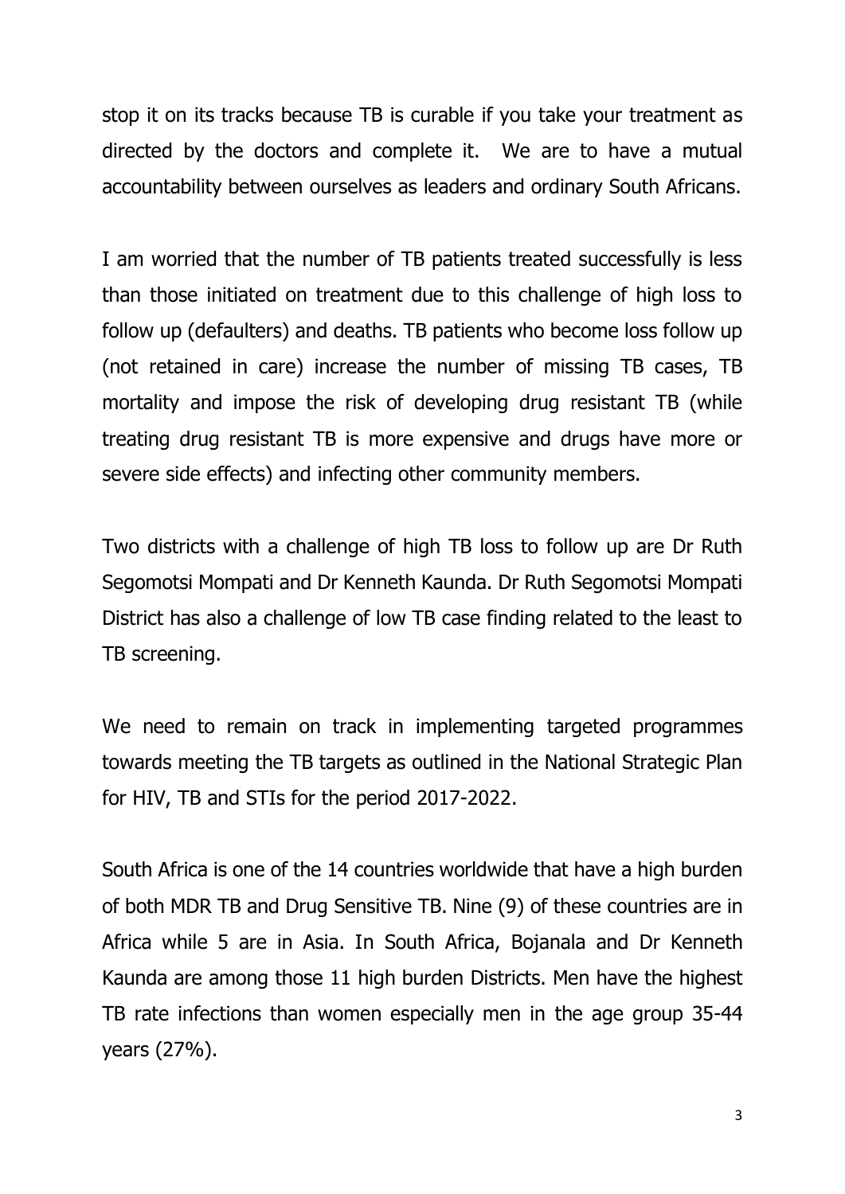stop it on its tracks because TB is curable if you take your treatment as directed by the doctors and complete it. We are to have a mutual accountability between ourselves as leaders and ordinary South Africans.

I am worried that the number of TB patients treated successfully is less than those initiated on treatment due to this challenge of high loss to follow up (defaulters) and deaths. TB patients who become loss follow up (not retained in care) increase the number of missing TB cases, TB mortality and impose the risk of developing drug resistant TB (while treating drug resistant TB is more expensive and drugs have more or severe side effects) and infecting other community members.

Two districts with a challenge of high TB loss to follow up are Dr Ruth Segomotsi Mompati and Dr Kenneth Kaunda. Dr Ruth Segomotsi Mompati District has also a challenge of low TB case finding related to the least to TB screening.

We need to remain on track in implementing targeted programmes towards meeting the TB targets as outlined in the National Strategic Plan for HIV, TB and STIs for the period 2017-2022.

South Africa is one of the 14 countries worldwide that have a high burden of both MDR TB and Drug Sensitive TB. Nine (9) of these countries are in Africa while 5 are in Asia. In South Africa, Bojanala and Dr Kenneth Kaunda are among those 11 high burden Districts. Men have the highest TB rate infections than women especially men in the age group 35-44 years (27%).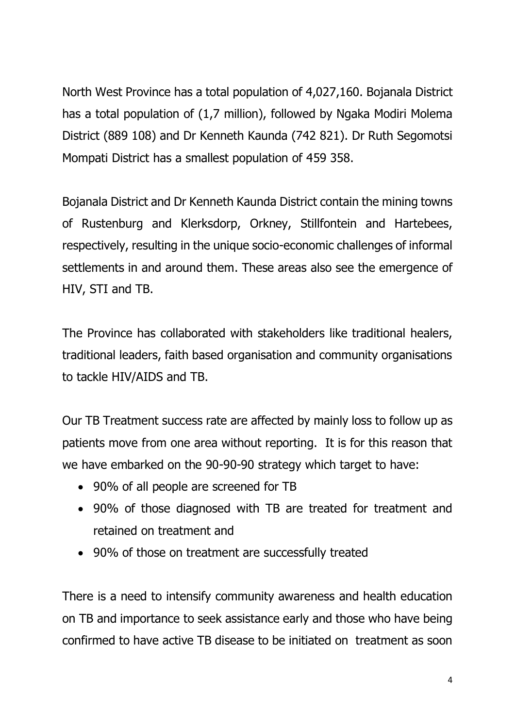North West Province has a total population of 4,027,160. Bojanala District has a total population of (1,7 million), followed by Ngaka Modiri Molema District (889 108) and Dr Kenneth Kaunda (742 821). Dr Ruth Segomotsi Mompati District has a smallest population of 459 358.

Bojanala District and Dr Kenneth Kaunda District contain the mining towns of Rustenburg and Klerksdorp, Orkney, Stillfontein and Hartebees, respectively, resulting in the unique socio-economic challenges of informal settlements in and around them. These areas also see the emergence of HIV, STI and TB.

The Province has collaborated with stakeholders like traditional healers, traditional leaders, faith based organisation and community organisations to tackle HIV/AIDS and TB.

Our TB Treatment success rate are affected by mainly loss to follow up as patients move from one area without reporting. It is for this reason that we have embarked on the 90-90-90 strategy which target to have:

- 90% of all people are screened for TB
- 90% of those diagnosed with TB are treated for treatment and retained on treatment and
- 90% of those on treatment are successfully treated

There is a need to intensify community awareness and health education on TB and importance to seek assistance early and those who have being confirmed to have active TB disease to be initiated on treatment as soon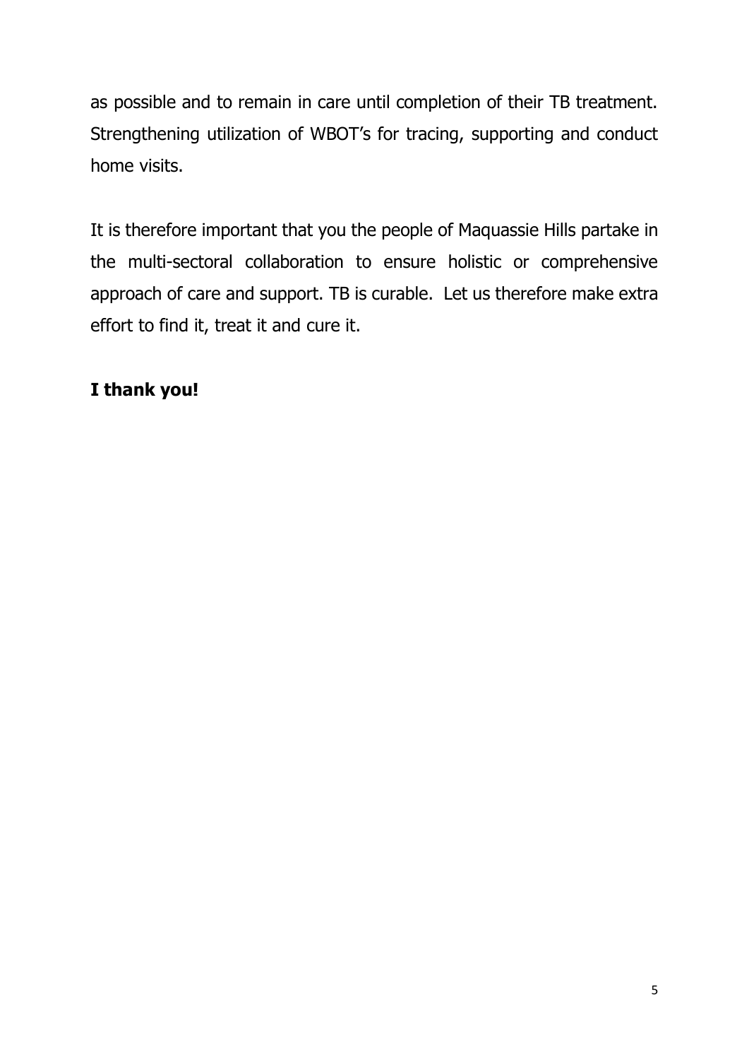as possible and to remain in care until completion of their TB treatment. Strengthening utilization of WBOT's for tracing, supporting and conduct home visits.

It is therefore important that you the people of Maquassie Hills partake in the multi-sectoral collaboration to ensure holistic or comprehensive approach of care and support. TB is curable. Let us therefore make extra effort to find it, treat it and cure it.

**I thank you!**